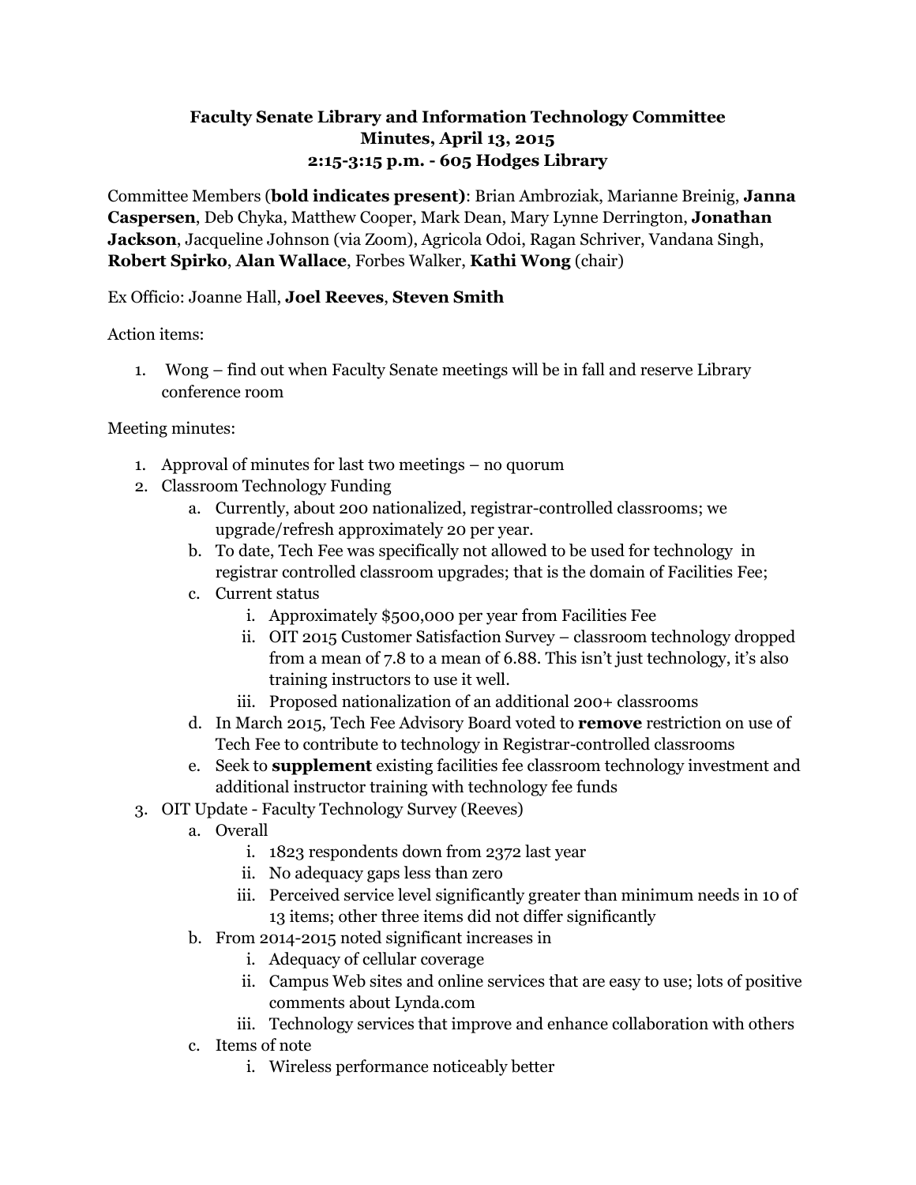**Faculty Senate Library and Information Technology Committee**
**Minutes, April 13, 2015**
**2:15-3:15 p.m. - 605 Hodges Library**

Committee Members (**bold indicates present)**: Brian Ambroziak, Marianne Breinig, **Janna Caspersen**, Deb Chyka, Matthew Cooper, Mark Dean, Mary Lynne Derrington, **Jonathan Jackson**, Jacqueline Johnson (via Zoom), Agricola Odoi, Ragan Schriver, Vandana Singh, **Robert Spirko**, **Alan Wallace**, Forbes Walker, **Kathi Wong** (chair)

Ex Officio: Joanne Hall, **Joel Reeves**, **Steven Smith**

Action items:

1. Wong – find out when Faculty Senate meetings will be in fall and reserve Library conference room

Meeting minutes:

1. Approval of minutes for last two meetings – no quorum
2. Classroom Technology Funding
   a. Currently, about 200 nationalized, registrar-controlled classrooms; we upgrade/refresh approximately 20 per year.
   b. To date, Tech Fee was specifically not allowed to be used for technology in registrar controlled classroom upgrades; that is the domain of Facilities Fee;
   c. Current status
      i. Approximately $500,000 per year from Facilities Fee
      ii. OIT 2015 Customer Satisfaction Survey – classroom technology dropped from a mean of 7.8 to a mean of 6.88. This isn't just technology, it's also training instructors to use it well.
      iii. Proposed nationalization of an additional 200+ classrooms
   d. In March 2015, Tech Fee Advisory Board voted to **remove** restriction on use of Tech Fee to contribute to technology in Registrar-controlled classrooms
   e. Seek to **supplement** existing facilities fee classroom technology investment and additional instructor training with technology fee funds
3. OIT Update - Faculty Technology Survey (Reeves)
   a. Overall
      i. 1823 respondents down from 2372 last year
      ii. No adequacy gaps less than zero
      iii. Perceived service level significantly greater than minimum needs in 10 of 13 items; other three items did not differ significantly
   b. From 2014-2015 noted significant increases in
      i. Adequacy of cellular coverage
      ii. Campus Web sites and online services that are easy to use; lots of positive comments about Lynda.com
      iii. Technology services that improve and enhance collaboration with others
   c. Items of note
      i. Wireless performance noticeably better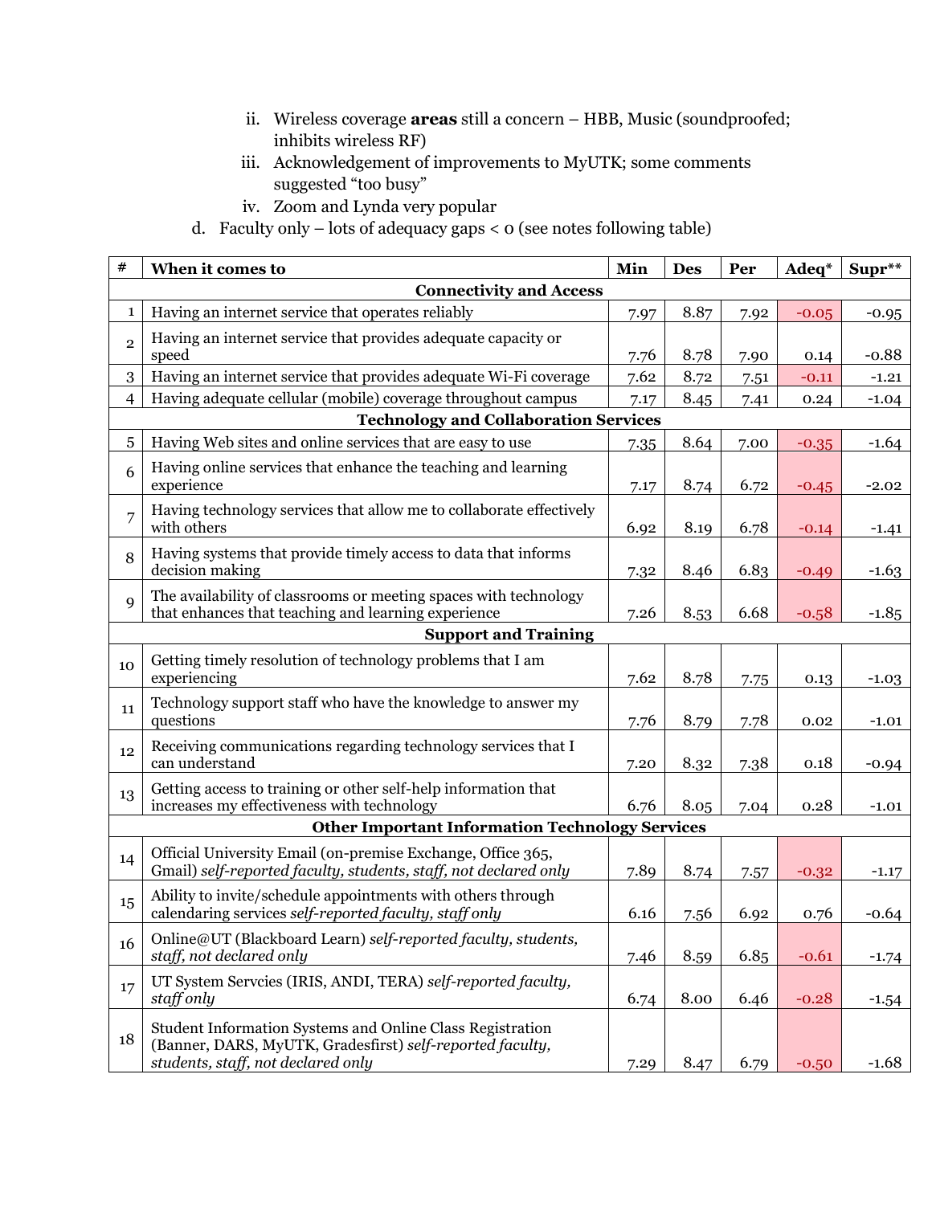ii. Wireless coverage **areas** still a concern – HBB, Music (soundproofed; inhibits wireless RF)

iii. Acknowledgement of improvements to MyUTK; some comments suggested "too busy"

iv. Zoom and Lynda very popular

d. Faculty only – lots of adequacy gaps < 0 (see notes following table)

| # | When it comes to | Min | Des | Per | Adeq* | Supr** |
|---|---|---|---|---|---|---|
| | **Connectivity and Access** | | | | | |
| 1 | Having an internet service that operates reliably | 7.97 | 8.87 | 7.92 | -0.05 | -0.95 |
| 2 | Having an internet service that provides adequate capacity or speed | 7.76 | 8.78 | 7.90 | 0.14 | -0.88 |
| 3 | Having an internet service that provides adequate Wi-Fi coverage | 7.62 | 8.72 | 7.51 | -0.11 | -1.21 |
| 4 | Having adequate cellular (mobile) coverage throughout campus | 7.17 | 8.45 | 7.41 | 0.24 | -1.04 |
| | **Technology and Collaboration Services** | | | | | |
| 5 | Having Web sites and online services that are easy to use | 7.35 | 8.64 | 7.00 | -0.35 | -1.64 |
| 6 | Having online services that enhance the teaching and learning experience | 7.17 | 8.74 | 6.72 | -0.45 | -2.02 |
| 7 | Having technology services that allow me to collaborate effectively with others | 6.92 | 8.19 | 6.78 | -0.14 | -1.41 |
| 8 | Having systems that provide timely access to data that informs decision making | 7.32 | 8.46 | 6.83 | -0.49 | -1.63 |
| 9 | The availability of classrooms or meeting spaces with technology that enhances that teaching and learning experience | 7.26 | 8.53 | 6.68 | -0.58 | -1.85 |
| | **Support and Training** | | | | | |
| 10 | Getting timely resolution of technology problems that I am experiencing | 7.62 | 8.78 | 7.75 | 0.13 | -1.03 |
| 11 | Technology support staff who have the knowledge to answer my questions | 7.76 | 8.79 | 7.78 | 0.02 | -1.01 |
| 12 | Receiving communications regarding technology services that I can understand | 7.20 | 8.32 | 7.38 | 0.18 | -0.94 |
| 13 | Getting access to training or other self-help information that increases my effectiveness with technology | 6.76 | 8.05 | 7.04 | 0.28 | -1.01 |
| | **Other Important Information Technology Services** | | | | | |
| 14 | Official University Email (on-premise Exchange, Office 365, Gmail) *self-reported faculty, students, staff, not declared only* | 7.89 | 8.74 | 7.57 | -0.32 | -1.17 |
| 15 | Ability to invite/schedule appointments with others through calendaring services *self-reported faculty, staff only* | 6.16 | 7.56 | 6.92 | 0.76 | -0.64 |
| 16 | Online@UT (Blackboard Learn) *self-reported faculty, students, staff, not declared only* | 7.46 | 8.59 | 6.85 | -0.61 | -1.74 |
| 17 | UT System Servcies (IRIS, ANDI, TERA) *self-reported faculty, staff only* | 6.74 | 8.00 | 6.46 | -0.28 | -1.54 |
| 18 | Student Information Systems and Online Class Registration (Banner, DARS, MyUTK, Gradesfirst) *self-reported faculty, students, staff, not declared only* | 7.29 | 8.47 | 6.79 | -0.50 | -1.68 |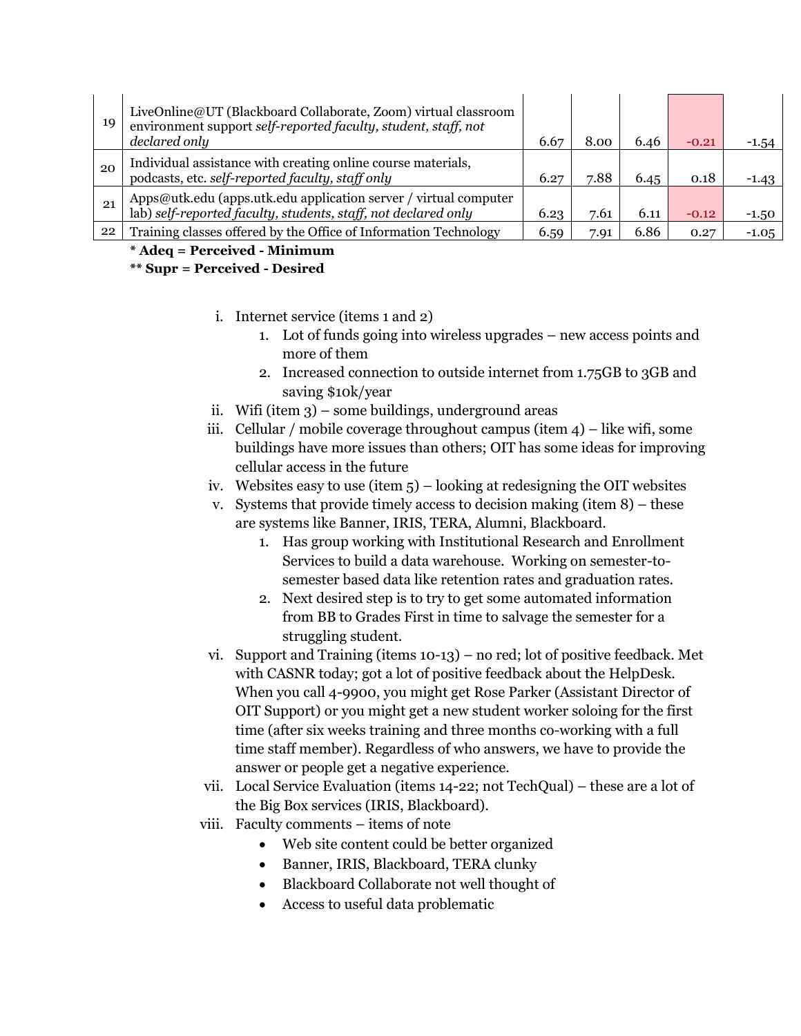| | | | | | | |
|---|---|---|---|---|---|---|
| 19 | LiveOnline@UT (Blackboard Collaborate, Zoom) virtual classroom environment support *self-reported faculty, student, staff, not declared only* | 6.67 | 8.00 | 6.46 | -0.21 | -1.54 |
| 20 | Individual assistance with creating online course materials, podcasts, etc. *self-reported faculty, staff only* | 6.27 | 7.88 | 6.45 | 0.18 | -1.43 |
| 21 | Apps@utk.edu (apps.utk.edu application server / virtual computer lab) *self-reported faculty, students, staff, not declared only* | 6.23 | 7.61 | 6.11 | -0.12 | -1.50 |
| 22 | Training classes offered by the Office of Information Technology | 6.59 | 7.91 | 6.86 | 0.27 | -1.05 |

**\* Adeq = Perceived - Minimum**

**\*\* Supr = Perceived - Desired**

i. Internet service (items 1 and 2)
   1. Lot of funds going into wireless upgrades – new access points and more of them
   2. Increased connection to outside internet from 1.75GB to 3GB and saving $10k/year

ii. Wifi (item 3) – some buildings, underground areas

iii. Cellular / mobile coverage throughout campus (item 4) – like wifi, some buildings have more issues than others; OIT has some ideas for improving cellular access in the future

iv. Websites easy to use (item 5) – looking at redesigning the OIT websites

v. Systems that provide timely access to decision making (item 8) – these are systems like Banner, IRIS, TERA, Alumni, Blackboard.
   1. Has group working with Institutional Research and Enrollment Services to build a data warehouse. Working on semester-to-semester based data like retention rates and graduation rates.
   2. Next desired step is to try to get some automated information from BB to Grades First in time to salvage the semester for a struggling student.

vi. Support and Training (items 10-13) – no red; lot of positive feedback. Met with CASNR today; got a lot of positive feedback about the HelpDesk. When you call 4-9900, you might get Rose Parker (Assistant Director of OIT Support) or you might get a new student worker soloing for the first time (after six weeks training and three months co-working with a full time staff member). Regardless of who answers, we have to provide the answer or people get a negative experience.

vii. Local Service Evaluation (items 14-22; not TechQual) – these are a lot of the Big Box services (IRIS, Blackboard).

viii. Faculty comments – items of note
   - Web site content could be better organized
   - Banner, IRIS, Blackboard, TERA clunky
   - Blackboard Collaborate not well thought of
   - Access to useful data problematic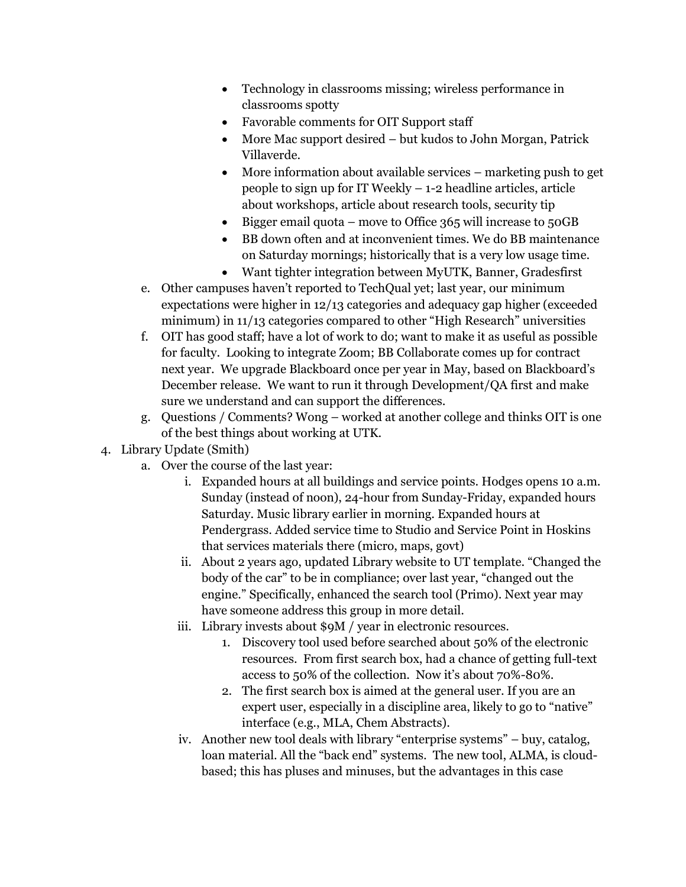- Technology in classrooms missing; wireless performance in classrooms spotty
- Favorable comments for OIT Support staff
- More Mac support desired – but kudos to John Morgan, Patrick Villaverde.
- More information about available services – marketing push to get people to sign up for IT Weekly – 1-2 headline articles, article about workshops, article about research tools, security tip
- Bigger email quota – move to Office 365 will increase to 50GB
- BB down often and at inconvenient times. We do BB maintenance on Saturday mornings; historically that is a very low usage time.
- Want tighter integration between MyUTK, Banner, Gradesfirst

e. Other campuses haven't reported to TechQual yet; last year, our minimum expectations were higher in 12/13 categories and adequacy gap higher (exceeded minimum) in 11/13 categories compared to other "High Research" universities

f. OIT has good staff; have a lot of work to do; want to make it as useful as possible for faculty. Looking to integrate Zoom; BB Collaborate comes up for contract next year. We upgrade Blackboard once per year in May, based on Blackboard's December release. We want to run it through Development/QA first and make sure we understand and can support the differences.

g. Questions / Comments? Wong – worked at another college and thinks OIT is one of the best things about working at UTK.

4. Library Update (Smith)
   a. Over the course of the last year:
      i. Expanded hours at all buildings and service points. Hodges opens 10 a.m. Sunday (instead of noon), 24-hour from Sunday-Friday, expanded hours Saturday. Music library earlier in morning. Expanded hours at Pendergrass. Added service time to Studio and Service Point in Hoskins that services materials there (micro, maps, govt)
      ii. About 2 years ago, updated Library website to UT template. "Changed the body of the car" to be in compliance; over last year, "changed out the engine." Specifically, enhanced the search tool (Primo). Next year may have someone address this group in more detail.
      iii. Library invests about $9M / year in electronic resources.
         1. Discovery tool used before searched about 50% of the electronic resources. From first search box, had a chance of getting full-text access to 50% of the collection. Now it's about 70%-80%.
         2. The first search box is aimed at the general user. If you are an expert user, especially in a discipline area, likely to go to "native" interface (e.g., MLA, Chem Abstracts).
      iv. Another new tool deals with library "enterprise systems" – buy, catalog, loan material. All the "back end" systems. The new tool, ALMA, is cloud-based; this has pluses and minuses, but the advantages in this case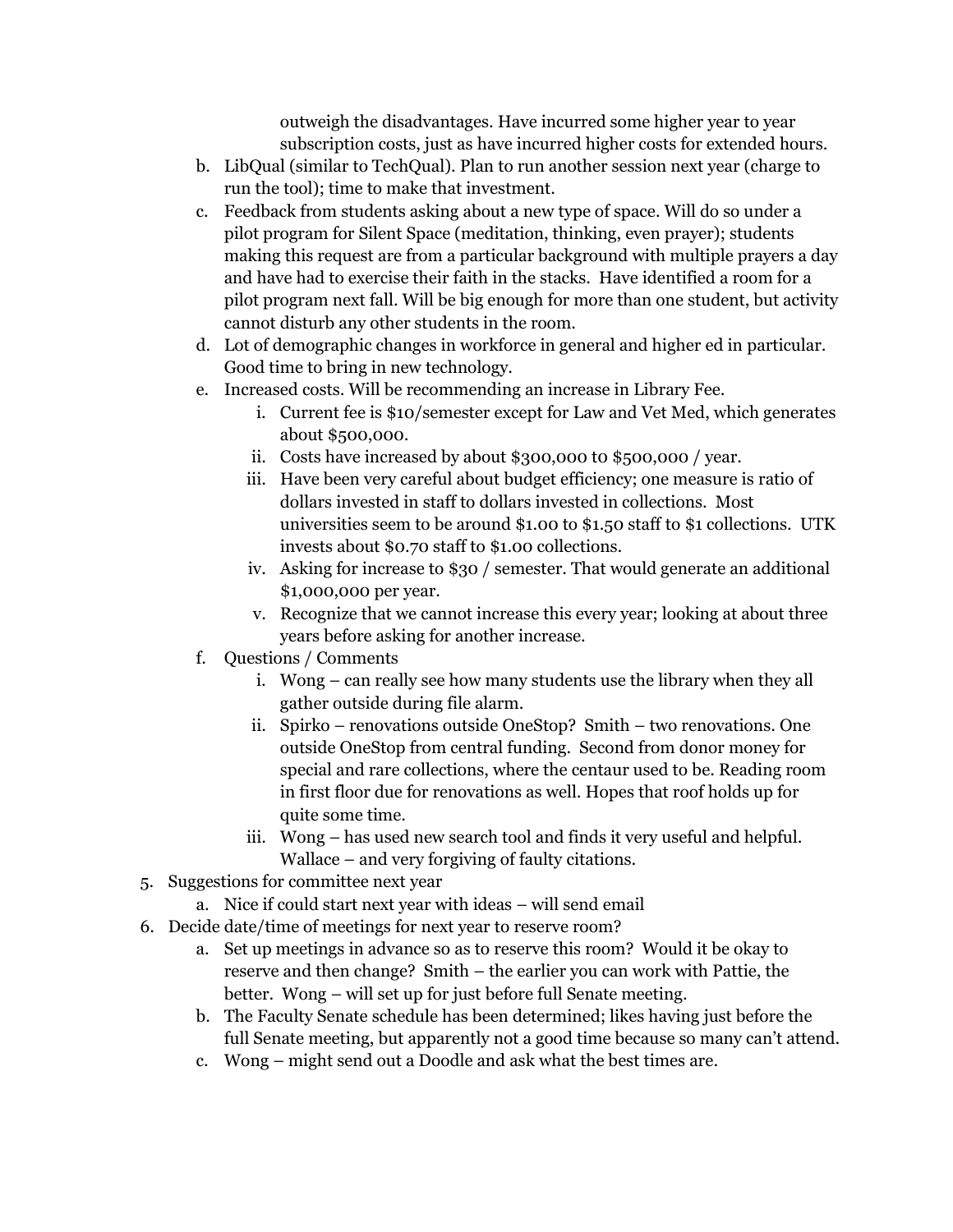outweigh the disadvantages. Have incurred some higher year to year subscription costs, just as have incurred higher costs for extended hours.

b. LibQual (similar to TechQual). Plan to run another session next year (charge to run the tool); time to make that investment.

c. Feedback from students asking about a new type of space. Will do so under a pilot program for Silent Space (meditation, thinking, even prayer); students making this request are from a particular background with multiple prayers a day and have had to exercise their faith in the stacks. Have identified a room for a pilot program next fall. Will be big enough for more than one student, but activity cannot disturb any other students in the room.

d. Lot of demographic changes in workforce in general and higher ed in particular. Good time to bring in new technology.

e. Increased costs. Will be recommending an increase in Library Fee.
   i. Current fee is $10/semester except for Law and Vet Med, which generates about $500,000.
   ii. Costs have increased by about $300,000 to $500,000 / year.
   iii. Have been very careful about budget efficiency; one measure is ratio of dollars invested in staff to dollars invested in collections. Most universities seem to be around $1.00 to $1.50 staff to $1 collections. UTK invests about $0.70 staff to $1.00 collections.
   iv. Asking for increase to $30 / semester. That would generate an additional $1,000,000 per year.
   v. Recognize that we cannot increase this every year; looking at about three years before asking for another increase.

f. Questions / Comments
   i. Wong – can really see how many students use the library when they all gather outside during file alarm.
   ii. Spirko – renovations outside OneStop? Smith – two renovations. One outside OneStop from central funding. Second from donor money for special and rare collections, where the centaur used to be. Reading room in first floor due for renovations as well. Hopes that roof holds up for quite some time.
   iii. Wong – has used new search tool and finds it very useful and helpful. Wallace – and very forgiving of faulty citations.

5. Suggestions for committee next year
   a. Nice if could start next year with ideas – will send email

6. Decide date/time of meetings for next year to reserve room?
   a. Set up meetings in advance so as to reserve this room? Would it be okay to reserve and then change? Smith – the earlier you can work with Pattie, the better. Wong – will set up for just before full Senate meeting.
   b. The Faculty Senate schedule has been determined; likes having just before the full Senate meeting, but apparently not a good time because so many can't attend.
   c. Wong – might send out a Doodle and ask what the best times are.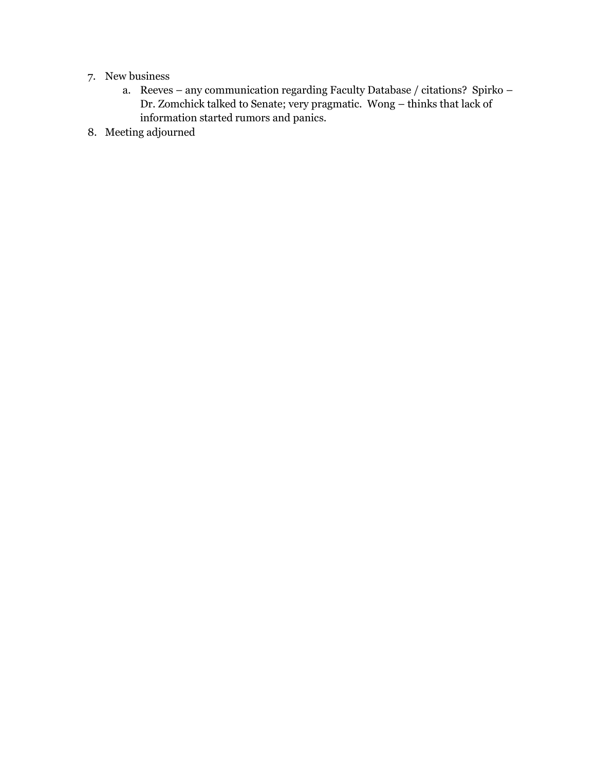7. New business
    a. Reeves – any communication regarding Faculty Database / citations? Spirko – Dr. Zomchick talked to Senate; very pragmatic. Wong – thinks that lack of information started rumors and panics.
8. Meeting adjourned